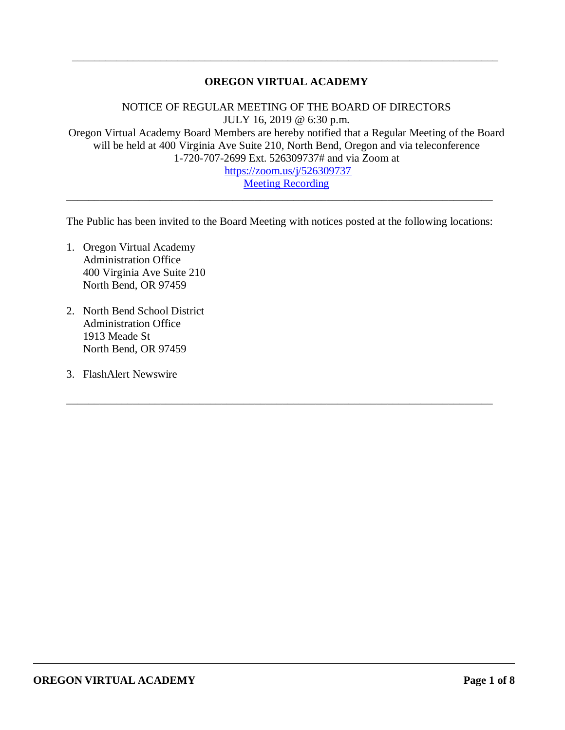---

# OREGON VIRTUAL ACADEMY

NOTICE OF REGULAR MEETING OF THE BOARD OF DIRECTORS
JULY 16, 2019 @ 6:30 p.m.
Oregon Virtual Academy Board Members are hereby notified that a Regular Meeting of the Board will be held at 400 Virginia Ave Suite 210, North Bend, Oregon and via teleconference 1-720-707-2699 Ext. 526309737# and via Zoom at
[https://zoom.us/j/526309737](https://zoom.us/j/526309737)
Meeting Recording

---

The Public has been invited to the Board Meeting with notices posted at the following locations:

1. Oregon Virtual Academy
   Administration Office
   400 Virginia Ave Suite 210
   North Bend, OR 97459

2. North Bend School District
   Administration Office
   1913 Meade St
   North Bend, OR 97459

3. FlashAlert Newswire

---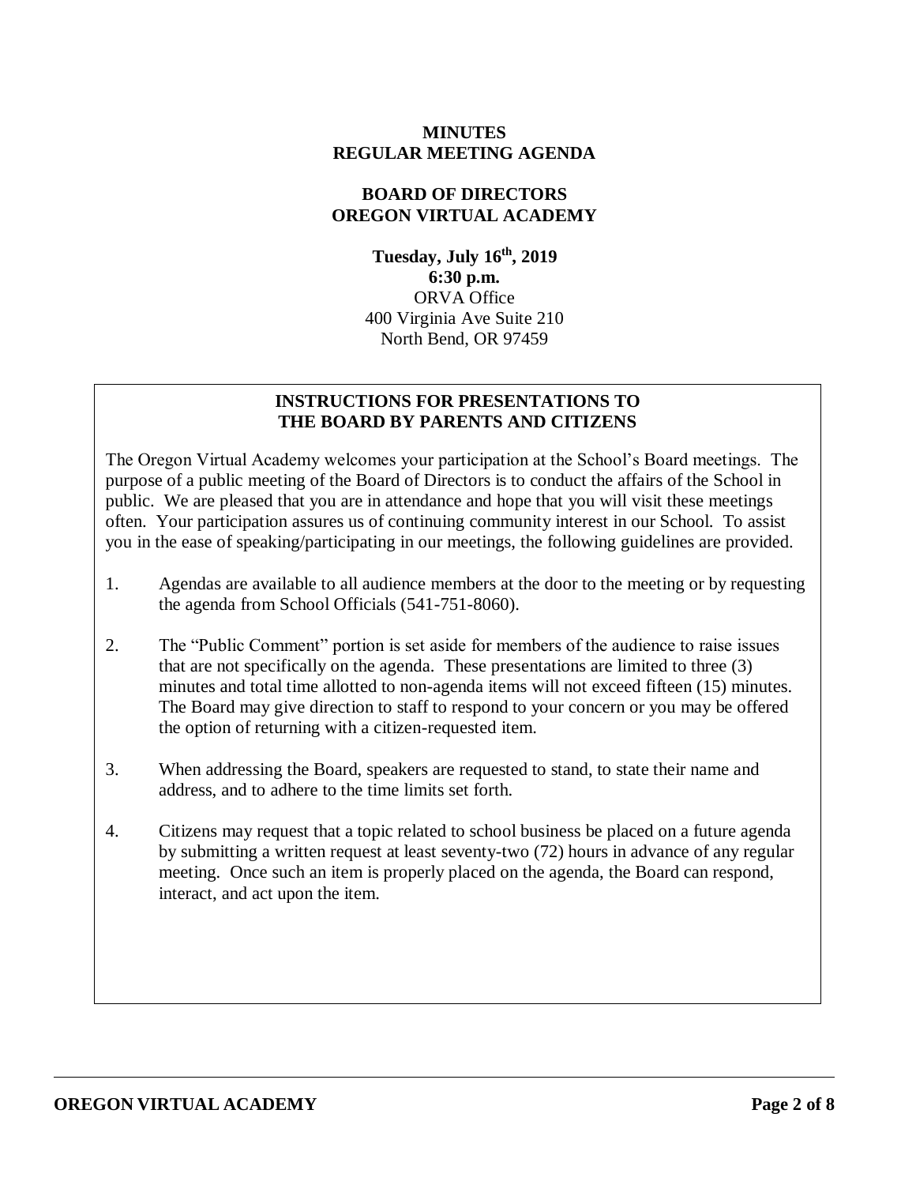**MINUTES**
**REGULAR MEETING AGENDA**

**BOARD OF DIRECTORS**
**OREGON VIRTUAL ACADEMY**

**Tuesday, July 16th, 2019**
**6:30 p.m.**
ORVA Office
400 Virginia Ave Suite 210
North Bend, OR 97459

## INSTRUCTIONS FOR PRESENTATIONS TO THE BOARD BY PARENTS AND CITIZENS

The Oregon Virtual Academy welcomes your participation at the School's Board meetings. The purpose of a public meeting of the Board of Directors is to conduct the affairs of the School in public. We are pleased that you are in attendance and hope that you will visit these meetings often. Your participation assures us of continuing community interest in our School. To assist you in the ease of speaking/participating in our meetings, the following guidelines are provided.

1. Agendas are available to all audience members at the door to the meeting or by requesting the agenda from School Officials (541-751-8060).
2. The "Public Comment" portion is set aside for members of the audience to raise issues that are not specifically on the agenda. These presentations are limited to three (3) minutes and total time allotted to non-agenda items will not exceed fifteen (15) minutes. The Board may give direction to staff to respond to your concern or you may be offered the option of returning with a citizen-requested item.
3. When addressing the Board, speakers are requested to stand, to state their name and address, and to adhere to the time limits set forth.
4. Citizens may request that a topic related to school business be placed on a future agenda by submitting a written request at least seventy-two (72) hours in advance of any regular meeting. Once such an item is properly placed on the agenda, the Board can respond, interact, and act upon the item.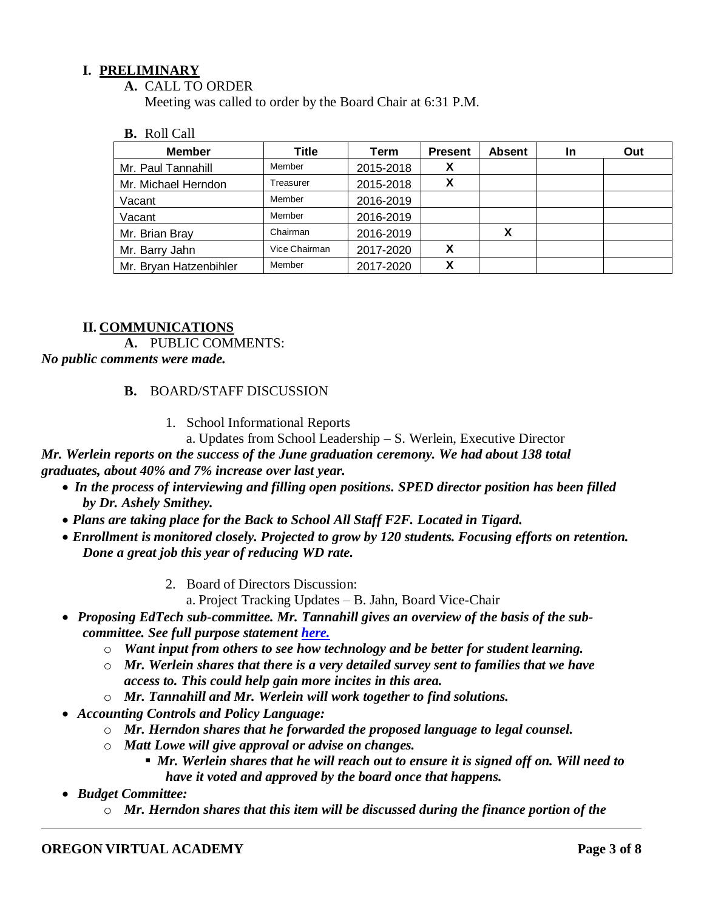## I. PRELIMINARY

**A.** CALL TO ORDER

Meeting was called to order by the Board Chair at 6:31 P.M.

**B.** Roll Call

| Member | Title | Term | Present | Absent | In | Out |
|---|---|---|---|---|---|---|
| Mr. Paul Tannahill | Member | 2015-2018 | X | | | |
| Mr. Michael Herndon | Treasurer | 2015-2018 | X | | | |
| Vacant | Member | 2016-2019 | | | | |
| Vacant | Member | 2016-2019 | | | | |
| Mr. Brian Bray | Chairman | 2016-2019 | | X | | |
| Mr. Barry Jahn | Vice Chairman | 2017-2020 | X | | | |
| Mr. Bryan Hatzenbihler | Member | 2017-2020 | X | | | |

## II. COMMUNICATIONS

**A.** PUBLIC COMMENTS:

***No public comments were made.***

**B.** BOARD/STAFF DISCUSSION

1. School Informational Reports

   a. Updates from School Leadership – S. Werlein, Executive Director

***Mr. Werlein reports on the success of the June graduation ceremony. We had about 138 total graduates, about 40% and 7% increase over last year.***

- ***In the process of interviewing and filling open positions. SPED director position has been filled by Dr. Ashely Smithey.***
- ***Plans are taking place for the Back to School All Staff F2F. Located in Tigard.***
- ***Enrollment is monitored closely. Projected to grow by 120 students. Focusing efforts on retention. Done a great job this year of reducing WD rate.***

2. Board of Directors Discussion:

   a. Project Tracking Updates – B. Jahn, Board Vice-Chair

- ***Proposing EdTech sub-committee. Mr. Tannahill gives an overview of the basis of the sub-committee. See full purpose statement [here.](#)***
  - ***Want input from others to see how technology and be better for student learning.***
  - ***Mr. Werlein shares that there is a very detailed survey sent to families that we have access to. This could help gain more incites in this area.***
  - ***Mr. Tannahill and Mr. Werlein will work together to find solutions.***
- ***Accounting Controls and Policy Language:***
  - ***Mr. Herndon shares that he forwarded the proposed language to legal counsel.***
  - ***Matt Lowe will give approval or advise on changes.***
    - ***Mr. Werlein shares that he will reach out to ensure it is signed off on. Will need to have it voted and approved by the board once that happens.***
- ***Budget Committee:***
  - ***Mr. Herndon shares that this item will be discussed during the finance portion of the***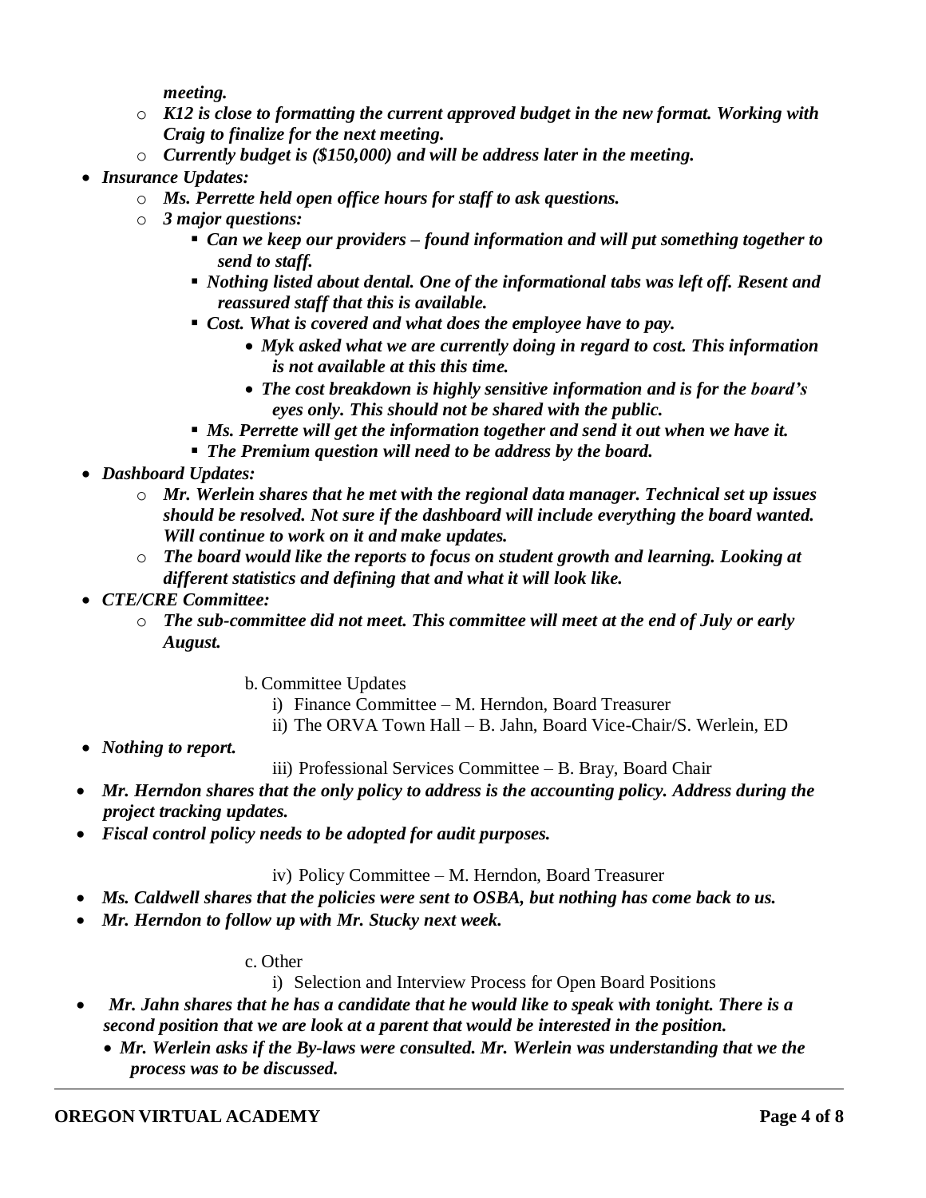*meeting.*

- *K12 is close to formatting the current approved budget in the new format. Working with Craig to finalize for the next meeting.*
- *Currently budget is ($150,000) and will be address later in the meeting.*

- ***Insurance Updates:***
  - ***Ms. Perrette held open office hours for staff to ask questions.***
  - ***3 major questions:***
    - ***Can we keep our providers – found information and will put something together to send to staff.***
    - ***Nothing listed about dental. One of the informational tabs was left off. Resent and reassured staff that this is available.***
    - ***Cost. What is covered and what does the employee have to pay.***
      - ***Myk asked what we are currently doing in regard to cost. This information is not available at this this time.***
      - ***The cost breakdown is highly sensitive information and is for the board's eyes only. This should not be shared with the public.***
    - ***Ms. Perrette will get the information together and send it out when we have it.***
    - ***The Premium question will need to be address by the board.***
- ***Dashboard Updates:***
  - ***Mr. Werlein shares that he met with the regional data manager. Technical set up issues should be resolved. Not sure if the dashboard will include everything the board wanted. Will continue to work on it and make updates.***
  - ***The board would like the reports to focus on student growth and learning. Looking at different statistics and defining that and what it will look like.***
- ***CTE/CRE Committee:***
  - ***The sub-committee did not meet. This committee will meet at the end of July or early August.***

b. Committee Updates

i) Finance Committee – M. Herndon, Board Treasurer

ii) The ORVA Town Hall – B. Jahn, Board Vice-Chair/S. Werlein, ED

- ***Nothing to report.***

iii) Professional Services Committee – B. Bray, Board Chair

- ***Mr. Herndon shares that the only policy to address is the accounting policy. Address during the project tracking updates.***
- ***Fiscal control policy needs to be adopted for audit purposes.***

iv) Policy Committee – M. Herndon, Board Treasurer

- ***Ms. Caldwell shares that the policies were sent to OSBA, but nothing has come back to us.***
- ***Mr. Herndon to follow up with Mr. Stucky next week.***

c. Other

i) Selection and Interview Process for Open Board Positions

- ***Mr. Jahn shares that he has a candidate that he would like to speak with tonight. There is a second position that we are look at a parent that would be interested in the position.***
  - ***Mr. Werlein asks if the By-laws were consulted. Mr. Werlein was understanding that we the process was to be discussed.***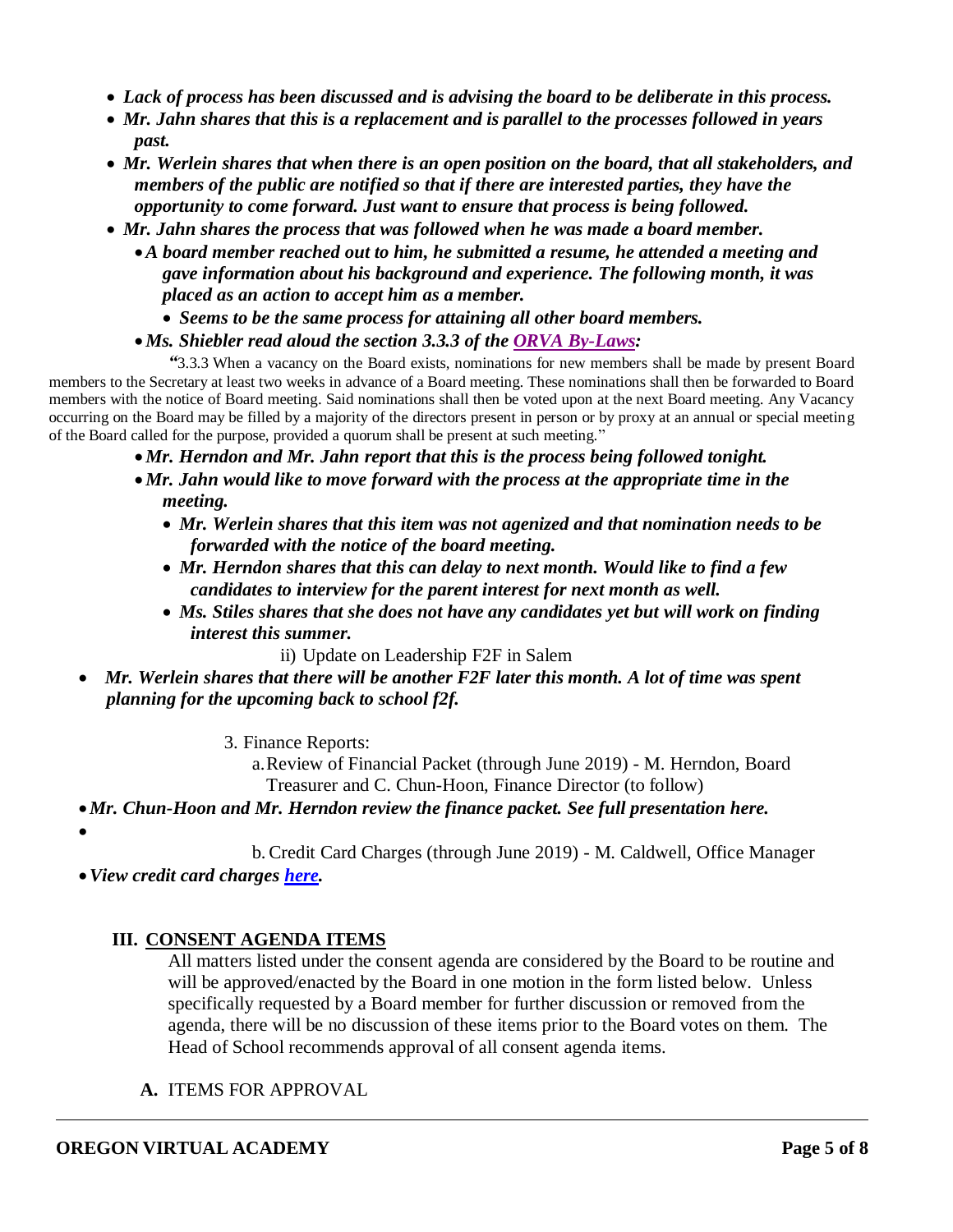- ***Lack of process has been discussed and is advising the board to be deliberate in this process.***
- ***Mr. Jahn shares that this is a replacement and is parallel to the processes followed in years past.***
- ***Mr. Werlein shares that when there is an open position on the board, that all stakeholders, and members of the public are notified so that if there are interested parties, they have the opportunity to come forward. Just want to ensure that process is being followed.***
- ***Mr. Jahn shares the process that was followed when he was made a board member.***
  - ***A board member reached out to him, he submitted a resume, he attended a meeting and gave information about his background and experience. The following month, it was placed as an action to accept him as a member.***
    - ***Seems to be the same process for attaining all other board members.***
  - ***Ms. Shiebler read aloud the section 3.3.3 of the ORVA By-Laws:***

    "3.3.3 When a vacancy on the Board exists, nominations for new members shall be made by present Board members to the Secretary at least two weeks in advance of a Board meeting. These nominations shall then be forwarded to Board members with the notice of Board meeting. Said nominations shall then be voted upon at the next Board meeting. Any Vacancy occurring on the Board may be filled by a majority of the directors present in person or by proxy at an annual or special meeting of the Board called for the purpose, provided a quorum shall be present at such meeting."

  - ***Mr. Herndon and Mr. Jahn report that this is the process being followed tonight.***
  - ***Mr. Jahn would like to move forward with the process at the appropriate time in the meeting.***
    - ***Mr. Werlein shares that this item was not agenized and that nomination needs to be forwarded with the notice of the board meeting.***
    - ***Mr. Herndon shares that this can delay to next month. Would like to find a few candidates to interview for the parent interest for next month as well.***
    - ***Ms. Stiles shares that she does not have any candidates yet but will work on finding interest this summer.***

ii) Update on Leadership F2F in Salem

- ***Mr. Werlein shares that there will be another F2F later this month. A lot of time was spent planning for the upcoming back to school f2f.***

3. Finance Reports:

a. Review of Financial Packet (through June 2019) - M. Herndon, Board Treasurer and C. Chun-Hoon, Finance Director (to follow)

- ***Mr. Chun-Hoon and Mr. Herndon review the finance packet. See full presentation here.***

b. Credit Card Charges (through June 2019) - M. Caldwell, Office Manager

- ***View credit card charges here.***

## III. CONSENT AGENDA ITEMS

All matters listed under the consent agenda are considered by the Board to be routine and will be approved/enacted by the Board in one motion in the form listed below. Unless specifically requested by a Board member for further discussion or removed from the agenda, there will be no discussion of these items prior to the Board votes on them. The Head of School recommends approval of all consent agenda items.

**A.** ITEMS FOR APPROVAL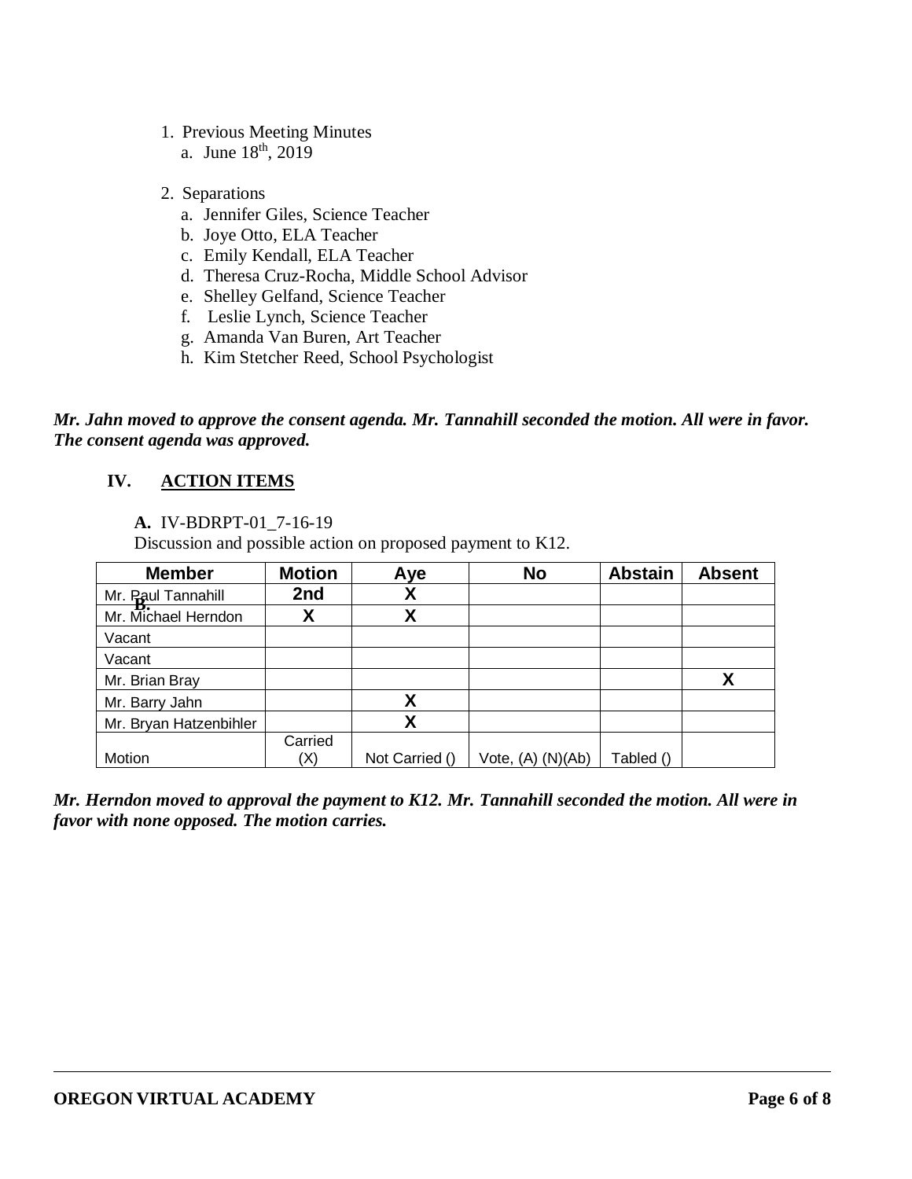1. Previous Meeting Minutes
   a. June 18th, 2019

2. Separations
   a. Jennifer Giles, Science Teacher
   b. Joye Otto, ELA Teacher
   c. Emily Kendall, ELA Teacher
   d. Theresa Cruz-Rocha, Middle School Advisor
   e. Shelley Gelfand, Science Teacher
   f. Leslie Lynch, Science Teacher
   g. Amanda Van Buren, Art Teacher
   h. Kim Stetcher Reed, School Psychologist

***Mr. Jahn moved to approve the consent agenda. Mr. Tannahill seconded the motion. All were in favor. The consent agenda was approved.***

## IV. ACTION ITEMS

**A.** IV-BDRPT-01_7-16-19
Discussion and possible action on proposed payment to K12.

| Member | Motion | Aye | No | Abstain | Absent |
|---|---|---|---|---|---|
| Mr. Paul Tannahill | 2nd | X | | | |
| Mr. Michael Herndon | X | X | | | |
| Vacant | | | | | |
| Vacant | | | | | |
| Mr. Brian Bray | | | | | X |
| Mr. Barry Jahn | | X | | | |
| Mr. Bryan Hatzenbihler | | X | | | |
| Motion | Carried (X) | Not Carried () | Vote, (A) (N)(Ab) | Tabled () | |

***Mr. Herndon moved to approval the payment to K12. Mr. Tannahill seconded the motion. All were in favor with none opposed. The motion carries.***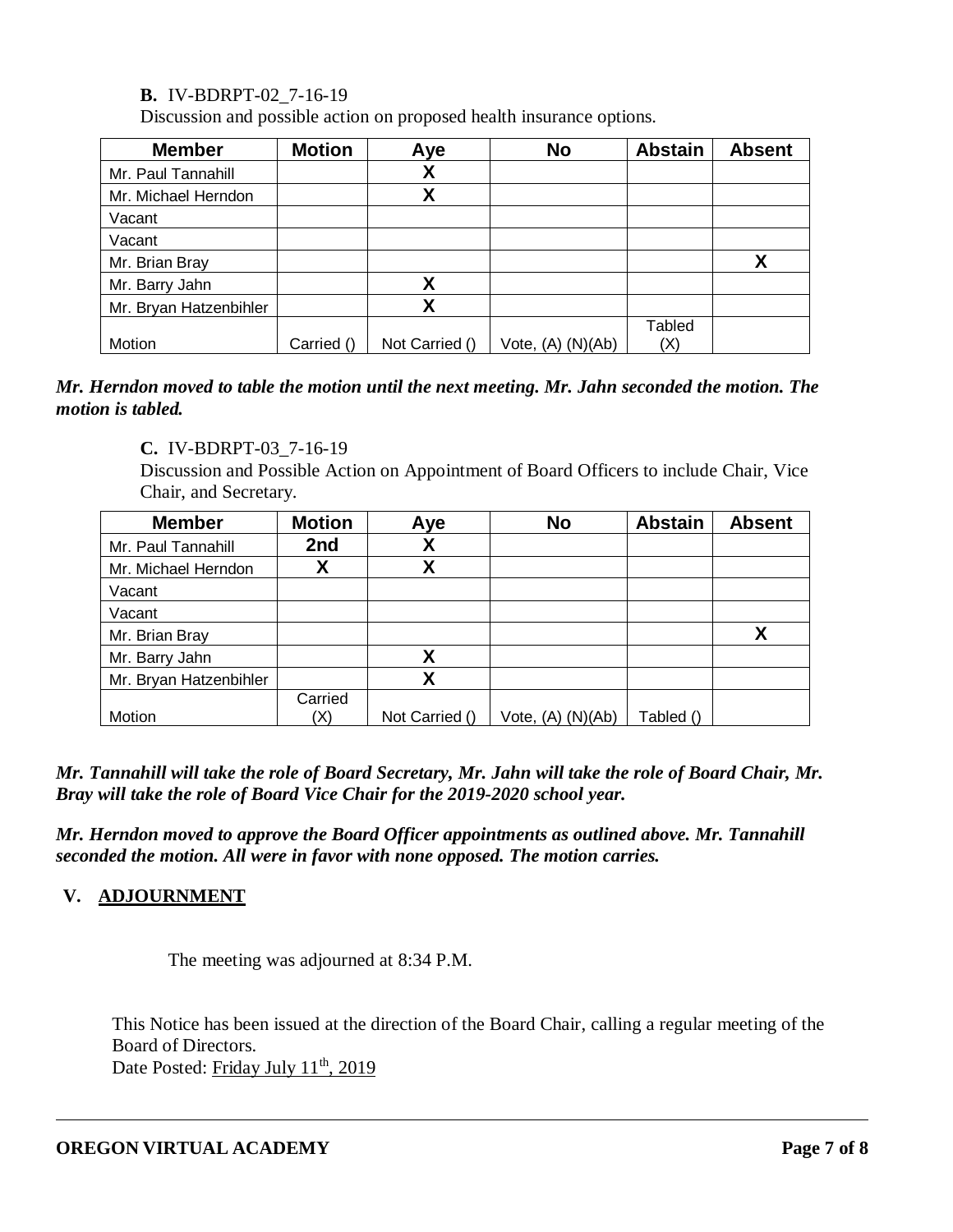**B.** IV-BDRPT-02_7-16-19

Discussion and possible action on proposed health insurance options.

| Member | Motion | Aye | No | Abstain | Absent |
|---|---|---|---|---|---|
| Mr. Paul Tannahill | | X | | | |
| Mr. Michael Herndon | | X | | | |
| Vacant | | | | | |
| Vacant | | | | | |
| Mr. Brian Bray | | | | | X |
| Mr. Barry Jahn | | X | | | |
| Mr. Bryan Hatzenbihler | | X | | | |
| Motion | Carried () | Not Carried () | Vote, (A) (N)(Ab) | Tabled (X) | |

***Mr. Herndon moved to table the motion until the next meeting. Mr. Jahn seconded the motion. The motion is tabled.***

**C.** IV-BDRPT-03_7-16-19

Discussion and Possible Action on Appointment of Board Officers to include Chair, Vice Chair, and Secretary.

| Member | Motion | Aye | No | Abstain | Absent |
|---|---|---|---|---|---|
| Mr. Paul Tannahill | 2nd | X | | | |
| Mr. Michael Herndon | X | X | | | |
| Vacant | | | | | |
| Vacant | | | | | |
| Mr. Brian Bray | | | | | X |
| Mr. Barry Jahn | | X | | | |
| Mr. Bryan Hatzenbihler | | X | | | |
| Motion | Carried (X) | Not Carried () | Vote, (A) (N)(Ab) | Tabled () | |

***Mr. Tannahill will take the role of Board Secretary, Mr. Jahn will take the role of Board Chair, Mr. Bray will take the role of Board Vice Chair for the 2019-2020 school year.***

***Mr. Herndon moved to approve the Board Officer appointments as outlined above. Mr. Tannahill seconded the motion. All were in favor with none opposed. The motion carries.***

## V. ADJOURNMENT

The meeting was adjourned at 8:34 P.M.

This Notice has been issued at the direction of the Board Chair, calling a regular meeting of the Board of Directors.

Date Posted: Friday July 11th, 2019